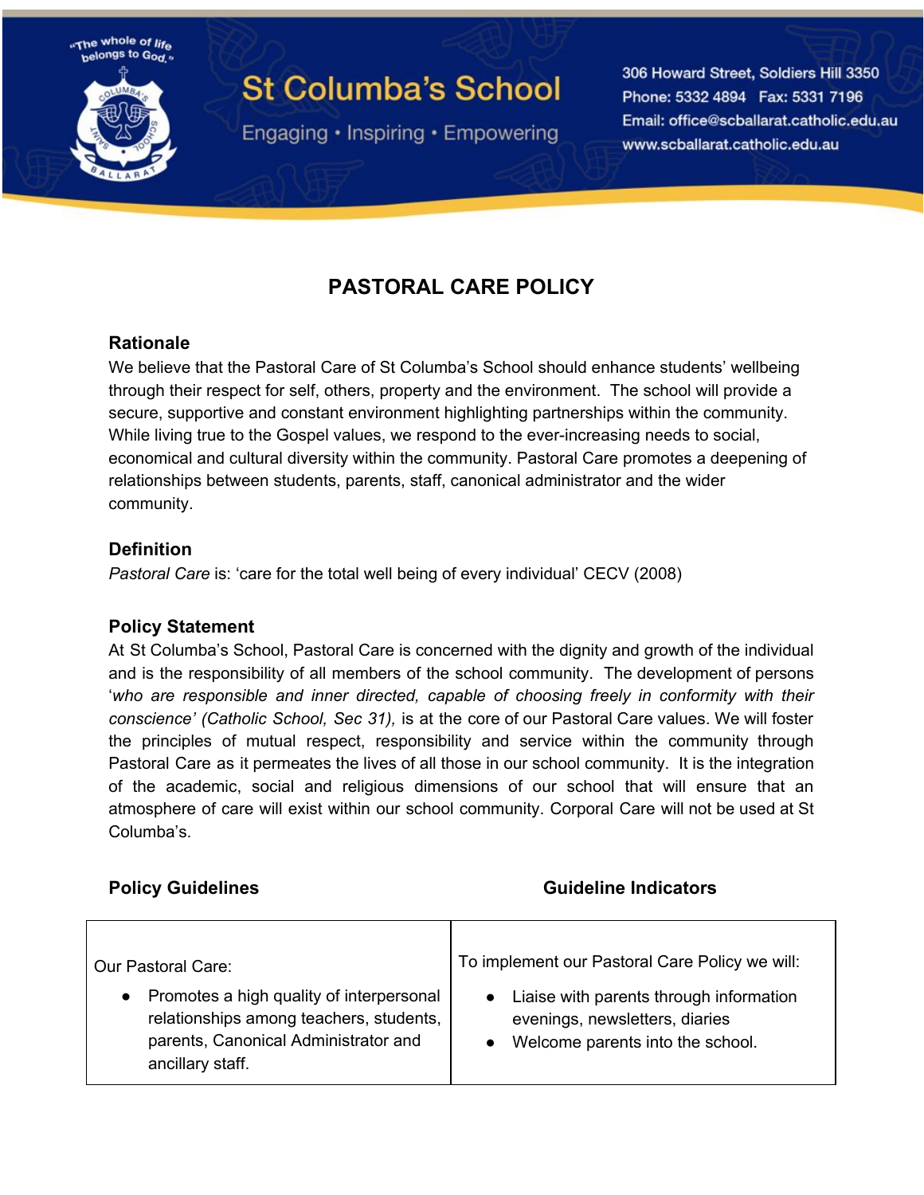# St Columba's School

"The whole of life belongs to God."

Engaging • Inspiring • Empowering

306 Howard Street, Soldiers Hill 3350
Phone: 5332 4894 Fax: 5331 7196
Email: office@scballarat.catholic.edu.au
www.scballarat.catholic.edu.au

## PASTORAL CARE POLICY

### Rationale

We believe that the Pastoral Care of St Columba's School should enhance students' wellbeing through their respect for self, others, property and the environment. The school will provide a secure, supportive and constant environment highlighting partnerships within the community. While living true to the Gospel values, we respond to the ever-increasing needs to social, economical and cultural diversity within the community. Pastoral Care promotes a deepening of relationships between students, parents, staff, canonical administrator and the wider community.

### Definition

*Pastoral Care* is: 'care for the total well being of every individual' CECV (2008)

### Policy Statement

At St Columba's School, Pastoral Care is concerned with the dignity and growth of the individual and is the responsibility of all members of the school community. The development of persons '*who are responsible and inner directed, capable of choosing freely in conformity with their conscience' (Catholic School, Sec 31),* is at the core of our Pastoral Care values. We will foster the principles of mutual respect, responsibility and service within the community through Pastoral Care as it permeates the lives of all those in our school community. It is the integration of the academic, social and religious dimensions of our school that will ensure that an atmosphere of care will exist within our school community. Corporal Care will not be used at St Columba's.

| Policy Guidelines | Guideline Indicators |
|---|---|
| Our Pastoral Care:<br>• Promotes a high quality of interpersonal relationships among teachers, students, parents, Canonical Administrator and ancillary staff. | To implement our Pastoral Care Policy we will:<br>• Liaise with parents through information evenings, newsletters, diaries<br>• Welcome parents into the school. |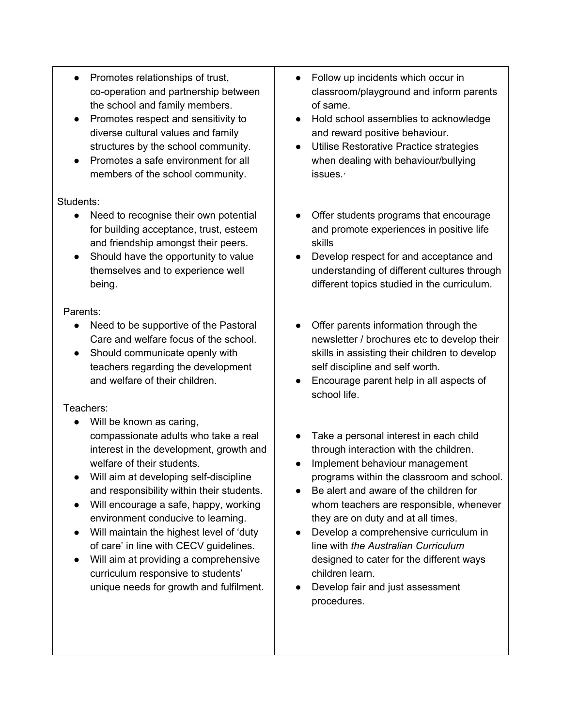| | |
|---|---|
| <ul><li>Promotes relationships of trust, co-operation and partnership between the school and family members.</li><li>Promotes respect and sensitivity to diverse cultural values and family structures by the school community.</li><li>Promotes a safe environment for all members of the school community.</li></ul> | <ul><li>Follow up incidents which occur in classroom/playground and inform parents of same.</li><li>Hold school assemblies to acknowledge and reward positive behaviour.</li><li>Utilise Restorative Practice strategies when dealing with behaviour/bullying issues.·</li></ul> |
| Students:<ul><li>Need to recognise their own potential for building acceptance, trust, esteem and friendship amongst their peers.</li><li>Should have the opportunity to value themselves and to experience well being.</li></ul> | <ul><li>Offer students programs that encourage and promote experiences in positive life skills</li><li>Develop respect for and acceptance and understanding of different cultures through different topics studied in the curriculum.</li></ul> |
| Parents:<ul><li>Need to be supportive of the Pastoral Care and welfare focus of the school.</li><li>Should communicate openly with teachers regarding the development and welfare of their children.</li></ul> | <ul><li>Offer parents information through the newsletter / brochures etc to develop their skills in assisting their children to develop self discipline and self worth.</li><li>Encourage parent help in all aspects of school life.</li></ul> |
| Teachers:<ul><li>Will be known as caring, compassionate adults who take a real interest in the development, growth and welfare of their students.</li><li>Will aim at developing self-discipline and responsibility within their students.</li><li>Will encourage a safe, happy, working environment conducive to learning.</li><li>Will maintain the highest level of 'duty of care' in line with CECV guidelines.</li><li>Will aim at providing a comprehensive curriculum responsive to students' unique needs for growth and fulfilment.</li></ul> | <ul><li>Take a personal interest in each child through interaction with the children.</li><li>Implement behaviour management programs within the classroom and school.</li><li>Be alert and aware of the children for whom teachers are responsible, whenever they are on duty and at all times.</li><li>Develop a comprehensive curriculum in line with *the Australian Curriculum* designed to cater for the different ways children learn.</li><li>Develop fair and just assessment procedures.</li></ul> |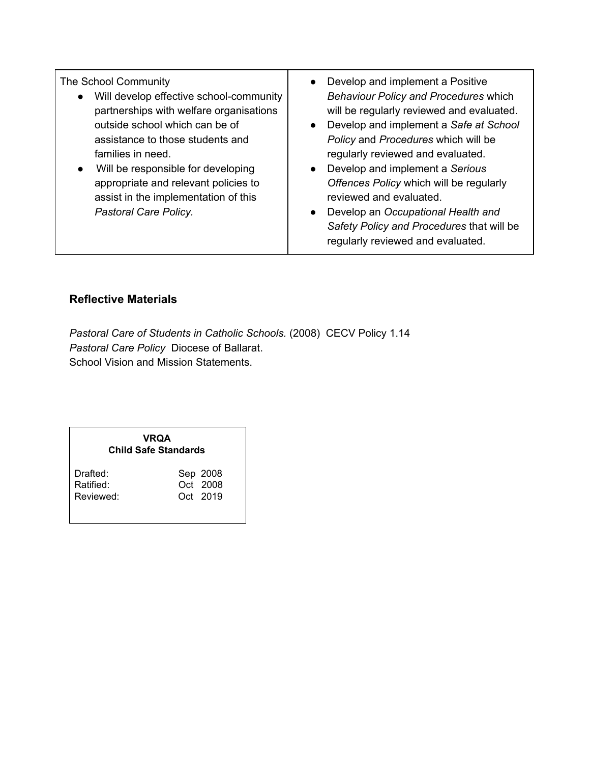| | |
|---|---|
| The School Community<br>• Will develop effective school-community partnerships with welfare organisations outside school which can be of assistance to those students and families in need.<br>• Will be responsible for developing appropriate and relevant policies to assist in the implementation of this *Pastoral Care Policy.* | • Develop and implement a Positive *Behaviour Policy and Procedures* which will be regularly reviewed and evaluated.<br>• Develop and implement a *Safe at School Policy* and *Procedures* which will be regularly reviewed and evaluated.<br>• Develop and implement a *Serious Offences Policy* which will be regularly reviewed and evaluated.<br>• Develop an *Occupational Health and Safety Policy and Procedures* that will be regularly reviewed and evaluated. |

### Reflective Materials

*Pastoral Care of Students in Catholic Schools.* (2008) CECV Policy 1.14
*Pastoral Care Policy* Diocese of Ballarat.
School Vision and Mission Statements.

| **VRQA Child Safe Standards** | |
|---|---|
| Drafted: | Sep 2008 |
| Ratified: | Oct 2008 |
| Reviewed: | Oct 2019 |